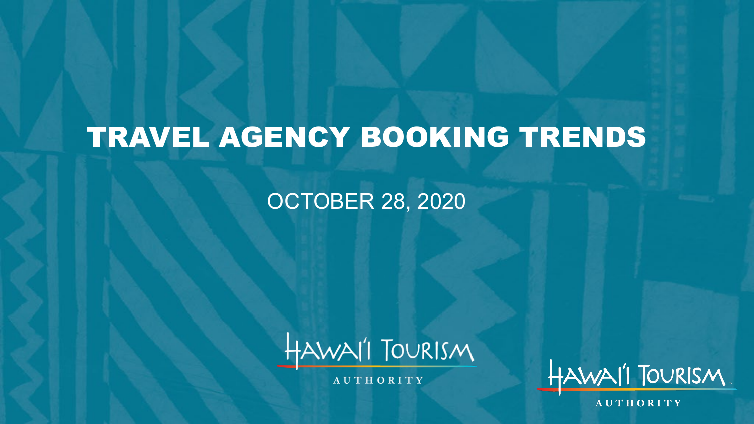# TRAVEL AGENCY BOOKING TRENDS

OCTOBER 28, 2020

HAWAI'I TOURISM AUTHORITY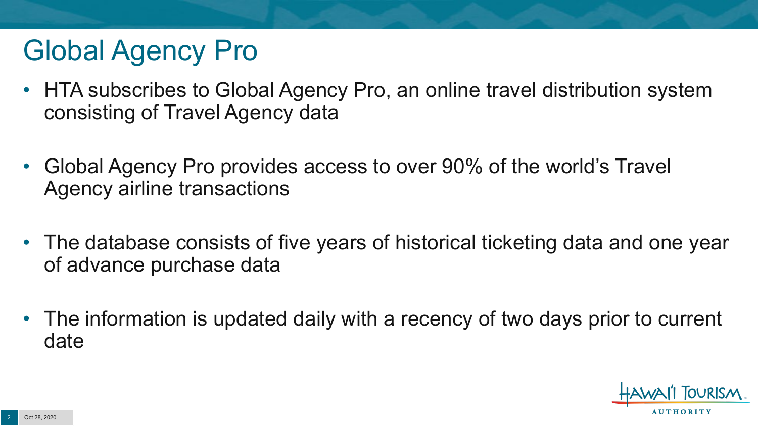# Global Agency Pro

- HTA subscribes to Global Agency Pro, an online travel distribution system consisting of Travel Agency data
- Global Agency Pro provides access to over 90% of the world's Travel Agency airline transactions
- The database consists of five years of historical ticketing data and one year of advance purchase data
- The information is updated daily with a recency of two days prior to current date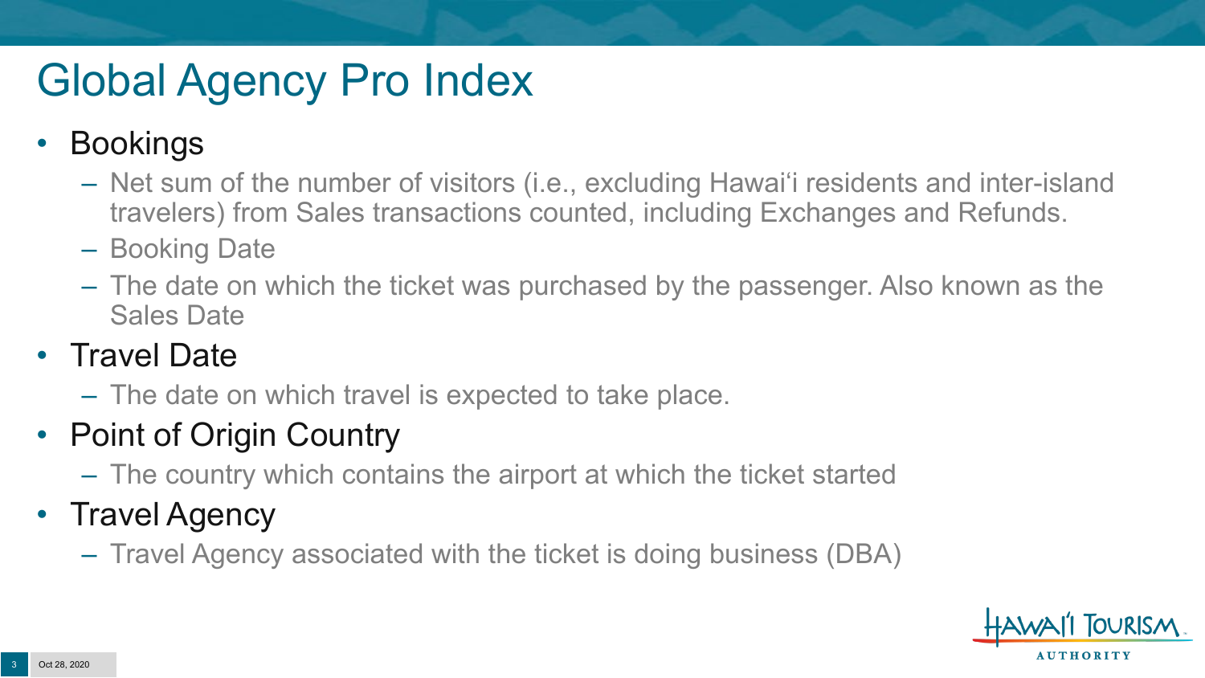# Global Agency Pro Index

- Bookings
  - Net sum of the number of visitors (i.e., excluding Hawaiʻi residents and inter-island travelers) from Sales transactions counted, including Exchanges and Refunds.
  - Booking Date
  - The date on which the ticket was purchased by the passenger. Also known as the Sales Date
- Travel Date
  - The date on which travel is expected to take place.
- Point of Origin Country
  - The country which contains the airport at which the ticket started
- Travel Agency
  - Travel Agency associated with the ticket is doing business (DBA)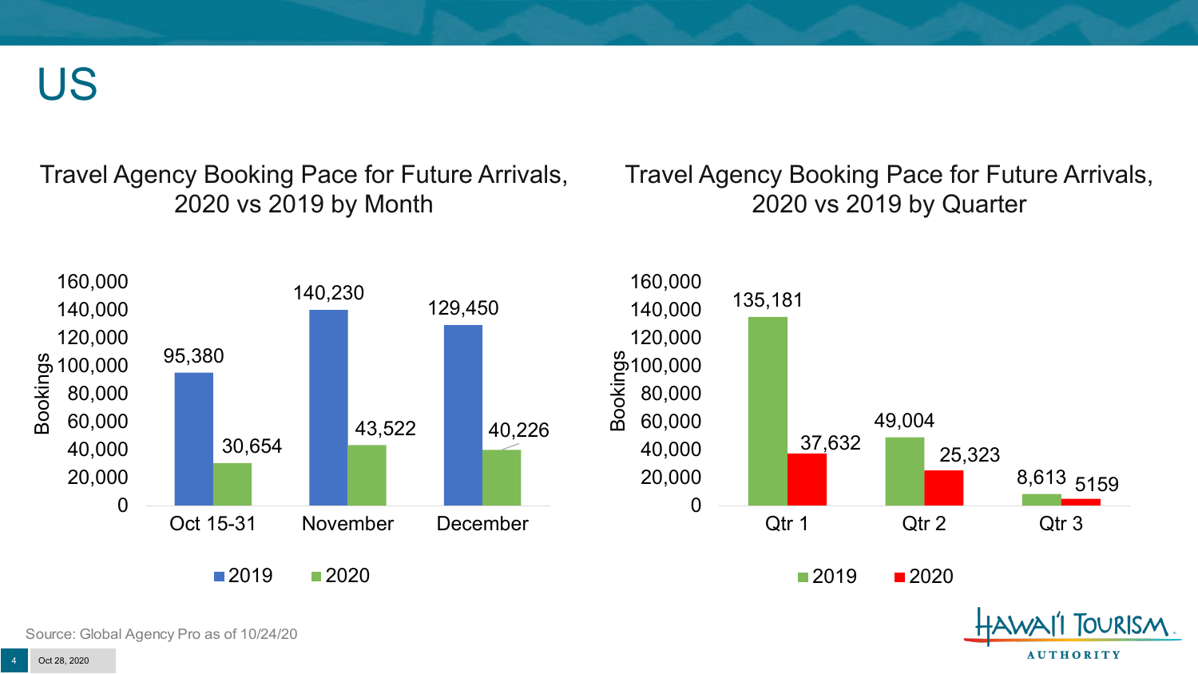# US

## Travel Agency Booking Pace for Future Arrivals, 2020 vs 2019 by Month

| | 2019 | 2020 |
|---|---|---|
| Oct 15-31 | 95,380 | 30,654 |
| November | 140,230 | 43,522 |
| December | 129,450 | 40,226 |

## Travel Agency Booking Pace for Future Arrivals, 2020 vs 2019 by Quarter

| | 2019 | 2020 |
|---|---|---|
| Qtr 1 | 135,181 | 37,632 |
| Qtr 2 | 49,004 | 25,323 |
| Qtr 3 | 8,613 | 5159 |

Source: Global Agency Pro as of 10/24/20

Oct 28, 2020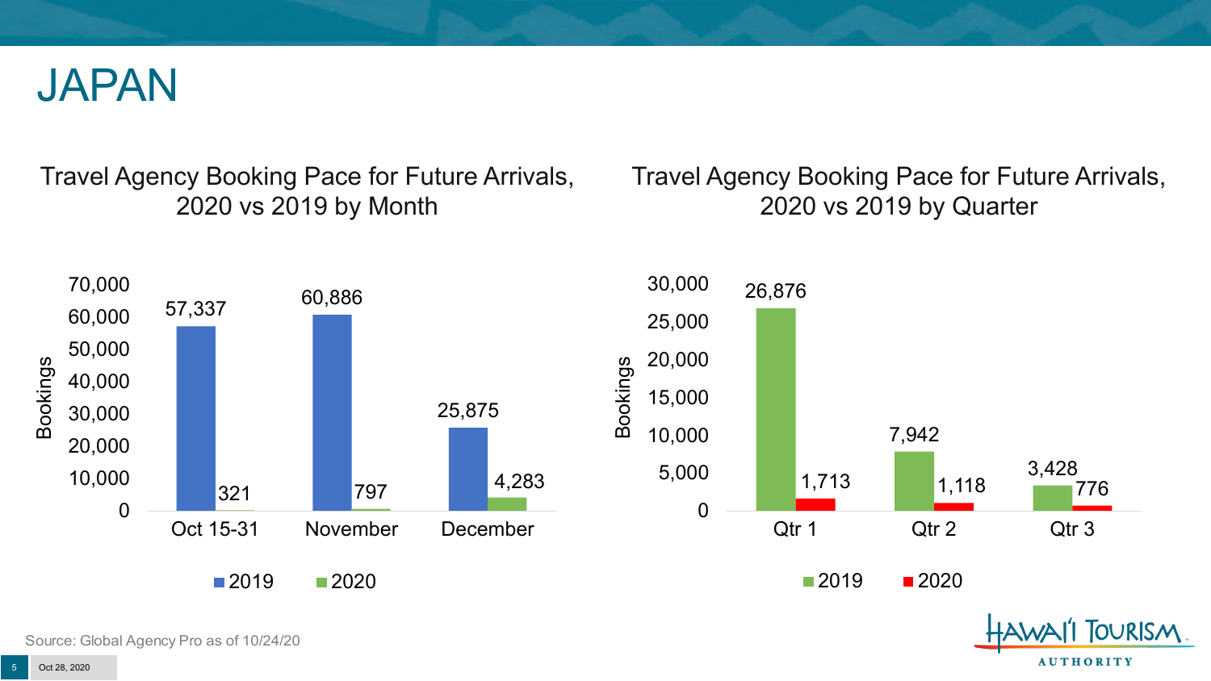# JAPAN

## Travel Agency Booking Pace for Future Arrivals, 2020 vs 2019 by Month

| Bookings | 2019 | 2020 |
| --- | --- | --- |
| Oct 15-31 | 57,337 | 321 |
| November | 60,886 | 797 |
| December | 25,875 | 4,283 |

## Travel Agency Booking Pace for Future Arrivals, 2020 vs 2019 by Quarter

| Bookings | 2019 | 2020 |
| --- | --- | --- |
| Qtr 1 | 26,876 | 1,713 |
| Qtr 2 | 7,942 | 1,118 |
| Qtr 3 | 3,428 | 776 |

Source: Global Agency Pro as of 10/24/20

Oct 28, 2020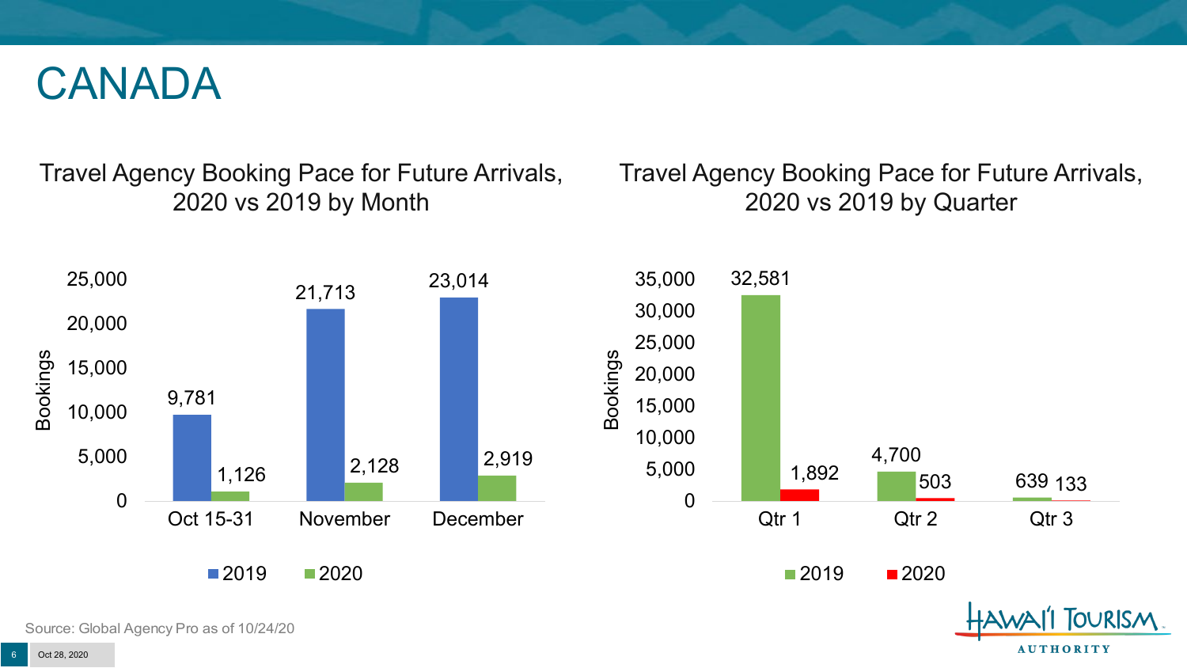# CANADA

## Travel Agency Booking Pace for Future Arrivals, 2020 vs 2019 by Month

| | 2019 | 2020 |
|---|---|---|
| Oct 15-31 | 9,781 | 1,126 |
| November | 21,713 | 2,128 |
| December | 23,014 | 2,919 |

## Travel Agency Booking Pace for Future Arrivals, 2020 vs 2019 by Quarter

| | 2019 | 2020 |
|---|---|---|
| Qtr 1 | 32,581 | 1,892 |
| Qtr 2 | 4,700 | 503 |
| Qtr 3 | 639 | 133 |

Source: Global Agency Pro as of 10/24/20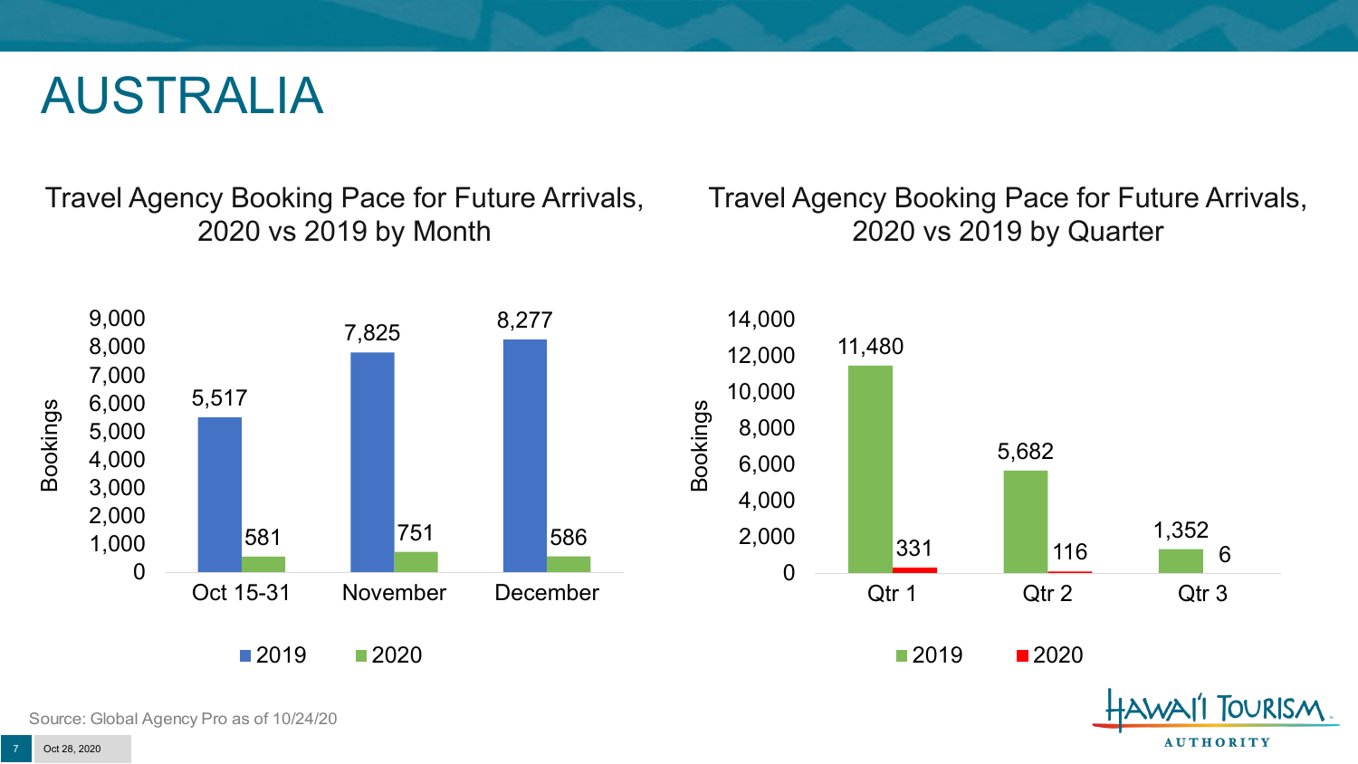# AUSTRALIA

## Travel Agency Booking Pace for Future Arrivals, 2020 vs 2019 by Month

| | 2019 | 2020 |
|---|---|---|
| Oct 15-31 | 5,517 | 581 |
| November | 7,825 | 751 |
| December | 8,277 | 586 |

## Travel Agency Booking Pace for Future Arrivals, 2020 vs 2019 by Quarter

| | 2019 | 2020 |
|---|---|---|
| Qtr 1 | 11,480 | 331 |
| Qtr 2 | 5,682 | 116 |
| Qtr 3 | 1,352 | 6 |

Source: Global Agency Pro as of 10/24/20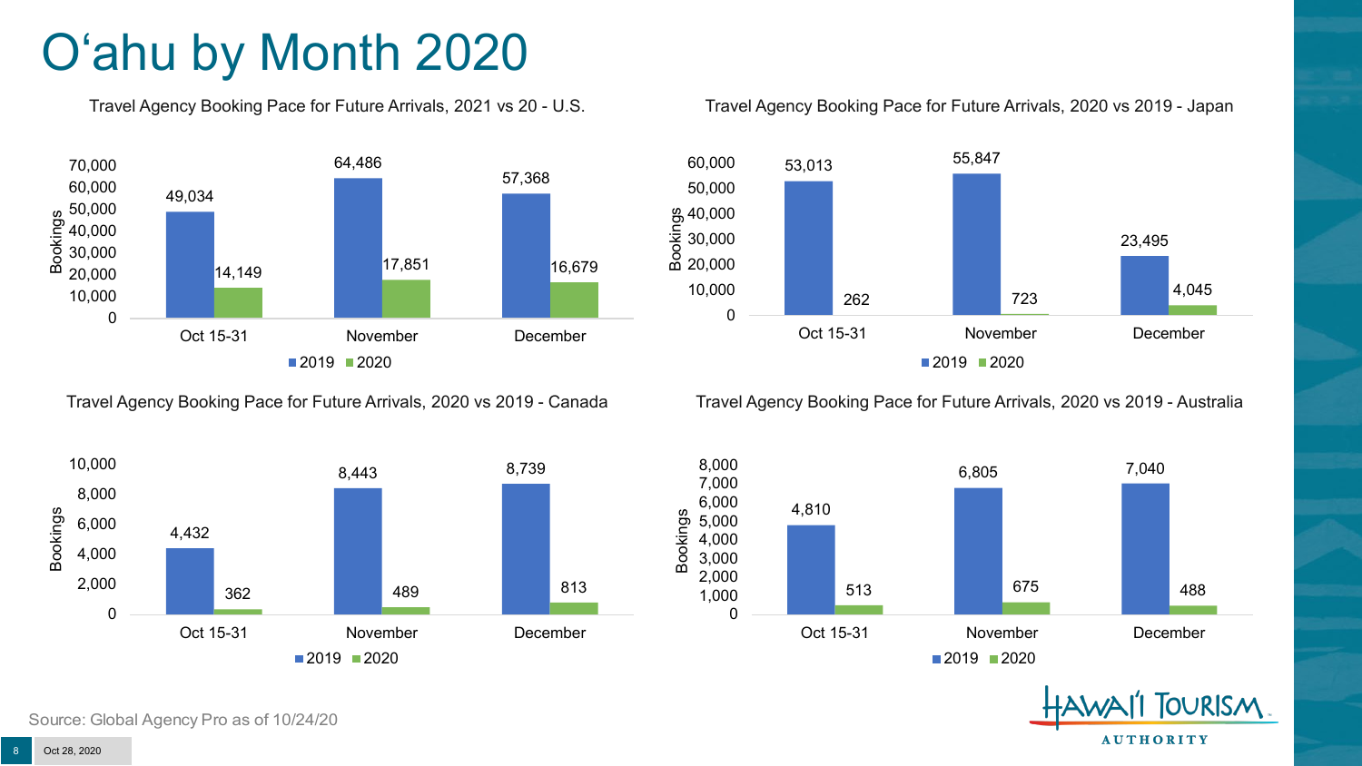# O'ahu by Month 2020

### Travel Agency Booking Pace for Future Arrivals, 2021 vs 20 - U.S.

| | 2019 | 2020 |
|---|---|---|
| Oct 15-31 | 49,034 | 14,149 |
| November | 64,486 | 17,851 |
| December | 57,368 | 16,679 |

### Travel Agency Booking Pace for Future Arrivals, 2020 vs 2019 - Japan

| | 2019 | 2020 |
|---|---|---|
| Oct 15-31 | 53,013 | 262 |
| November | 55,847 | 723 |
| December | 23,495 | 4,045 |

### Travel Agency Booking Pace for Future Arrivals, 2020 vs 2019 - Canada

| | 2019 | 2020 |
|---|---|---|
| Oct 15-31 | 4,432 | 362 |
| November | 8,443 | 489 |
| December | 8,739 | 813 |

### Travel Agency Booking Pace for Future Arrivals, 2020 vs 2019 - Australia

| | 2019 | 2020 |
|---|---|---|
| Oct 15-31 | 4,810 | 513 |
| November | 6,805 | 675 |
| December | 7,040 | 488 |

Source: Global Agency Pro as of 10/24/20

Oct 28, 2020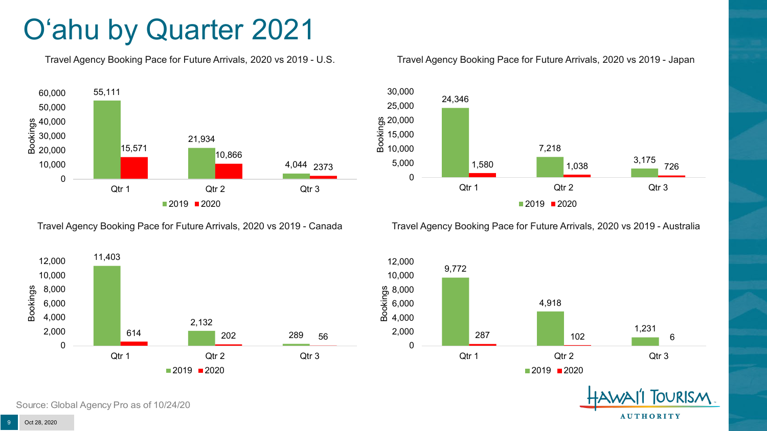# O'ahu by Quarter 2021

Travel Agency Booking Pace for Future Arrivals, 2020 vs 2019 - U.S.

| | 2019 | 2020 |
|---|---|---|
| Qtr 1 | 55,111 | 15,571 |
| Qtr 2 | 21,934 | 10,866 |
| Qtr 3 | 4,044 | 2373 |

Travel Agency Booking Pace for Future Arrivals, 2020 vs 2019 - Japan

| | 2019 | 2020 |
|---|---|---|
| Qtr 1 | 24,346 | 1,580 |
| Qtr 2 | 7,218 | 1,038 |
| Qtr 3 | 3,175 | 726 |

Travel Agency Booking Pace for Future Arrivals, 2020 vs 2019 - Canada

| | 2019 | 2020 |
|---|---|---|
| Qtr 1 | 11,403 | 614 |
| Qtr 2 | 2,132 | 202 |
| Qtr 3 | 289 | 56 |

Travel Agency Booking Pace for Future Arrivals, 2020 vs 2019 - Australia

| | 2019 | 2020 |
|---|---|---|
| Qtr 1 | 9,772 | 287 |
| Qtr 2 | 4,918 | 102 |
| Qtr 3 | 1,231 | 6 |

Source: Global Agency Pro as of 10/24/20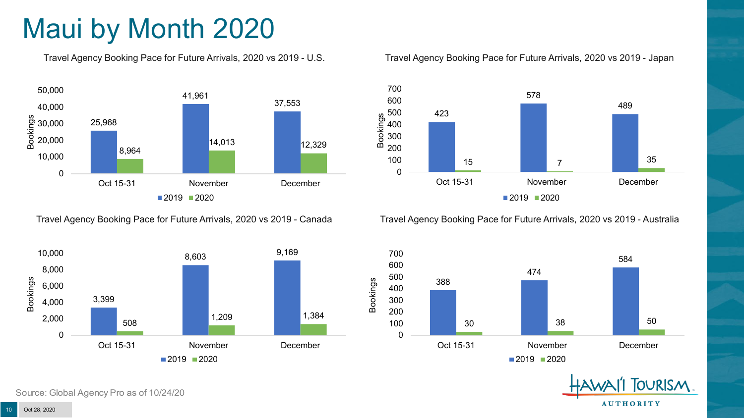# Maui by Month 2020

### Travel Agency Booking Pace for Future Arrivals, 2020 vs 2019 - U.S.

| Bookings | 2019 | 2020 |
|---|---|---|
| Oct 15-31 | 25,968 | 8,964 |
| November | 41,961 | 14,013 |
| December | 37,553 | 12,329 |

### Travel Agency Booking Pace for Future Arrivals, 2020 vs 2019 - Japan

| Bookings | 2019 | 2020 |
|---|---|---|
| Oct 15-31 | 423 | 15 |
| November | 578 | 7 |
| December | 489 | 35 |

### Travel Agency Booking Pace for Future Arrivals, 2020 vs 2019 - Canada

| Bookings | 2019 | 2020 |
|---|---|---|
| Oct 15-31 | 3,399 | 508 |
| November | 8,603 | 1,209 |
| December | 9,169 | 1,384 |

### Travel Agency Booking Pace for Future Arrivals, 2020 vs 2019 - Australia

| Bookings | 2019 | 2020 |
|---|---|---|
| Oct 15-31 | 388 | 30 |
| November | 474 | 38 |
| December | 584 | 50 |

Source: Global Agency Pro as of 10/24/20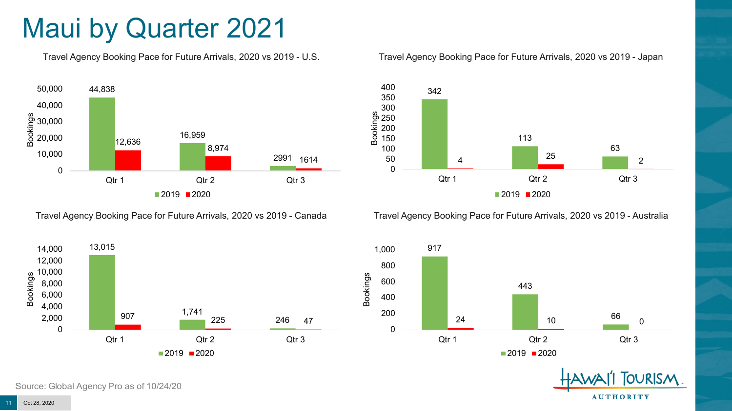# Maui by Quarter 2021

### Travel Agency Booking Pace for Future Arrivals, 2020 vs 2019 - U.S.

| Quarter | 2019 | 2020 |
|---|---|---|
| Qtr 1 | 44,838 | 12,636 |
| Qtr 2 | 16,959 | 8,974 |
| Qtr 3 | 2991 | 1614 |

### Travel Agency Booking Pace for Future Arrivals, 2020 vs 2019 - Japan

| Quarter | 2019 | 2020 |
|---|---|---|
| Qtr 1 | 342 | 4 |
| Qtr 2 | 113 | 25 |
| Qtr 3 | 63 | 2 |

### Travel Agency Booking Pace for Future Arrivals, 2020 vs 2019 - Canada

| Quarter | 2019 | 2020 |
|---|---|---|
| Qtr 1 | 13,015 | 907 |
| Qtr 2 | 1,741 | 225 |
| Qtr 3 | 246 | 47 |

### Travel Agency Booking Pace for Future Arrivals, 2020 vs 2019 - Australia

| Quarter | 2019 | 2020 |
|---|---|---|
| Qtr 1 | 917 | 24 |
| Qtr 2 | 443 | 10 |
| Qtr 3 | 66 | 0 |

Source: Global Agency Pro as of 10/24/20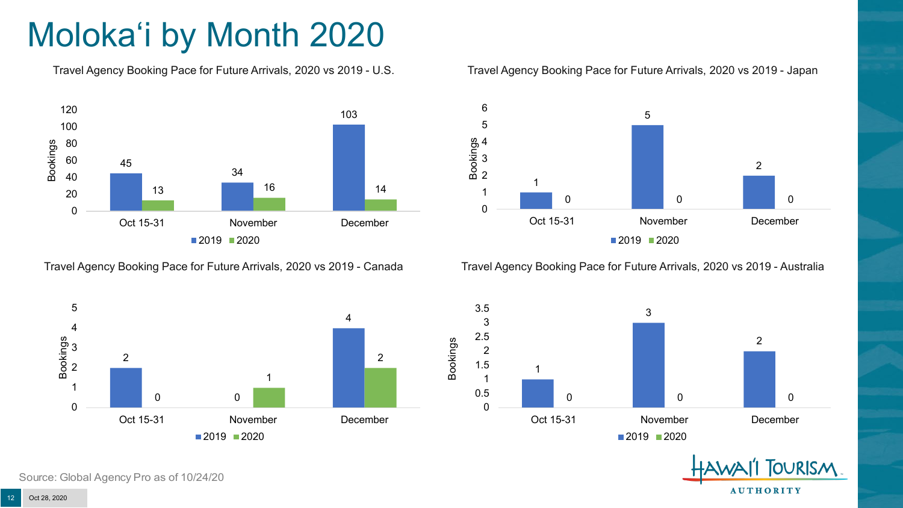# Moloka'i by Month 2020

### Travel Agency Booking Pace for Future Arrivals, 2020 vs 2019 - U.S.

| Bookings | 2019 | 2020 |
|---|---|---|
| Oct 15-31 | 45 | 13 |
| November | 34 | 16 |
| December | 103 | 14 |

### Travel Agency Booking Pace for Future Arrivals, 2020 vs 2019 - Japan

| Bookings | 2019 | 2020 |
|---|---|---|
| Oct 15-31 | 1 | 0 |
| November | 5 | 0 |
| December | 2 | 0 |

### Travel Agency Booking Pace for Future Arrivals, 2020 vs 2019 - Canada

| Bookings | 2019 | 2020 |
|---|---|---|
| Oct 15-31 | 2 | 0 |
| November | 0 | 1 |
| December | 4 | 2 |

### Travel Agency Booking Pace for Future Arrivals, 2020 vs 2019 - Australia

| Bookings | 2019 | 2020 |
|---|---|---|
| Oct 15-31 | 1 | 0 |
| November | 3 | 0 |
| December | 2 | 0 |

Source: Global Agency Pro as of 10/24/20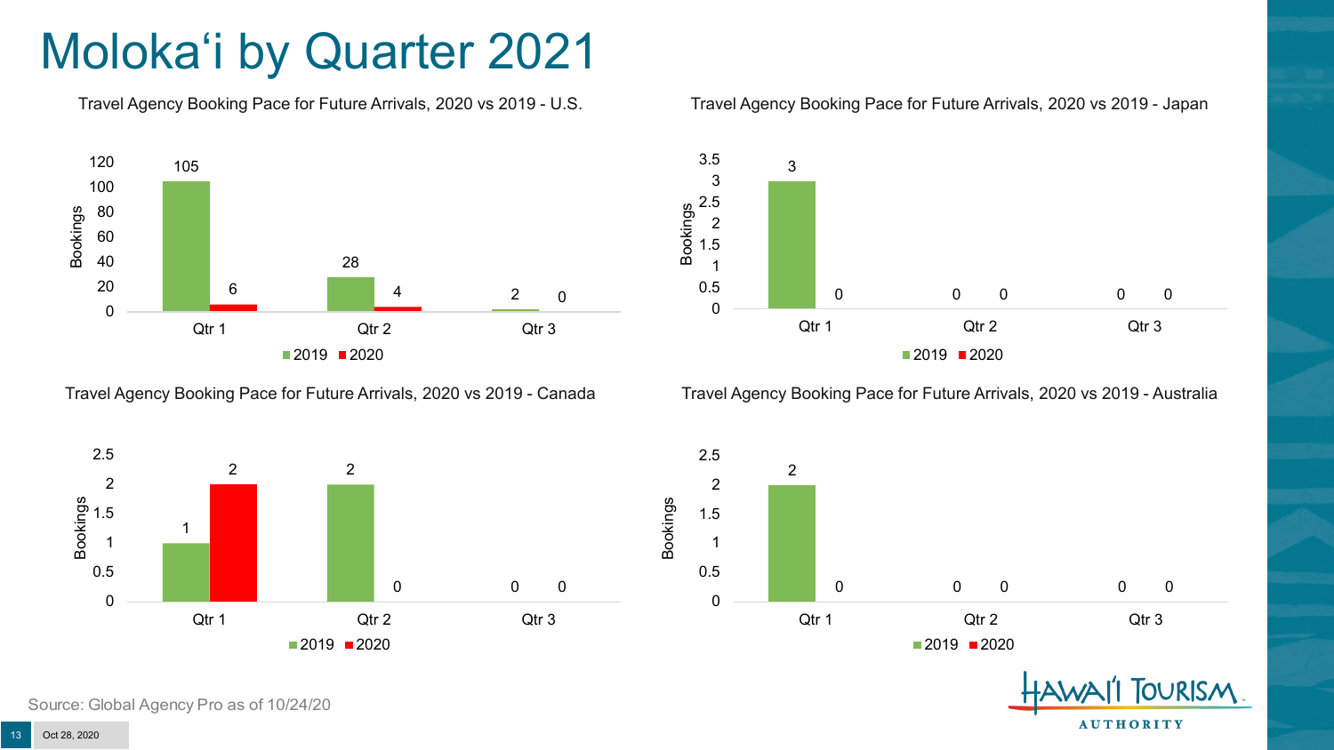# Molokaʻi by Quarter 2021

Travel Agency Booking Pace for Future Arrivals, 2020 vs 2019 - U.S.

| Bookings | Qtr 1 | Qtr 2 | Qtr 3 |
|---|---|---|---|
| 2019 | 105 | 28 | 2 |
| 2020 | 6 | 4 | 0 |

Travel Agency Booking Pace for Future Arrivals, 2020 vs 2019 - Japan

| Bookings | Qtr 1 | Qtr 2 | Qtr 3 |
|---|---|---|---|
| 2019 | 3 | 0 | 0 |
| 2020 | 0 | 0 | 0 |

Travel Agency Booking Pace for Future Arrivals, 2020 vs 2019 - Canada

| Bookings | Qtr 1 | Qtr 2 | Qtr 3 |
|---|---|---|---|
| 2019 | 1 | 2 | 0 |
| 2020 | 2 | 0 | 0 |

Travel Agency Booking Pace for Future Arrivals, 2020 vs 2019 - Australia

| Bookings | Qtr 1 | Qtr 2 | Qtr 3 |
|---|---|---|---|
| 2019 | 2 | 0 | 0 |
| 2020 | 0 | 0 | 0 |

Source: Global Agency Pro as of 10/24/20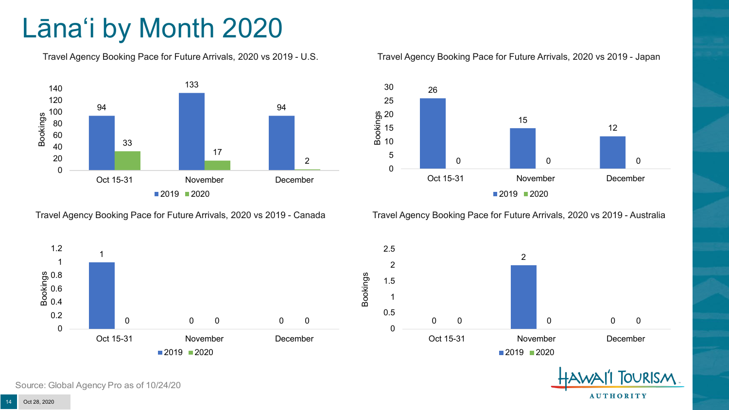# Lānaʻi by Month 2020

### Travel Agency Booking Pace for Future Arrivals, 2020 vs 2019 - U.S.

| Bookings | 2019 | 2020 |
|---|---|---|
| Oct 15-31 | 94 | 33 |
| November | 133 | 17 |
| December | 94 | 2 |

### Travel Agency Booking Pace for Future Arrivals, 2020 vs 2019 - Japan

| Bookings | 2019 | 2020 |
|---|---|---|
| Oct 15-31 | 26 | 0 |
| November | 15 | 0 |
| December | 12 | 0 |

### Travel Agency Booking Pace for Future Arrivals, 2020 vs 2019 - Canada

| Bookings | 2019 | 2020 |
|---|---|---|
| Oct 15-31 | 1 | 0 |
| November | 0 | 0 |
| December | 0 | 0 |

### Travel Agency Booking Pace for Future Arrivals, 2020 vs 2019 - Australia

| Bookings | 2019 | 2020 |
|---|---|---|
| Oct 15-31 | 0 | 0 |
| November | 2 | 0 |
| December | 0 | 0 |

Source: Global Agency Pro as of 10/24/20

Oct 28, 2020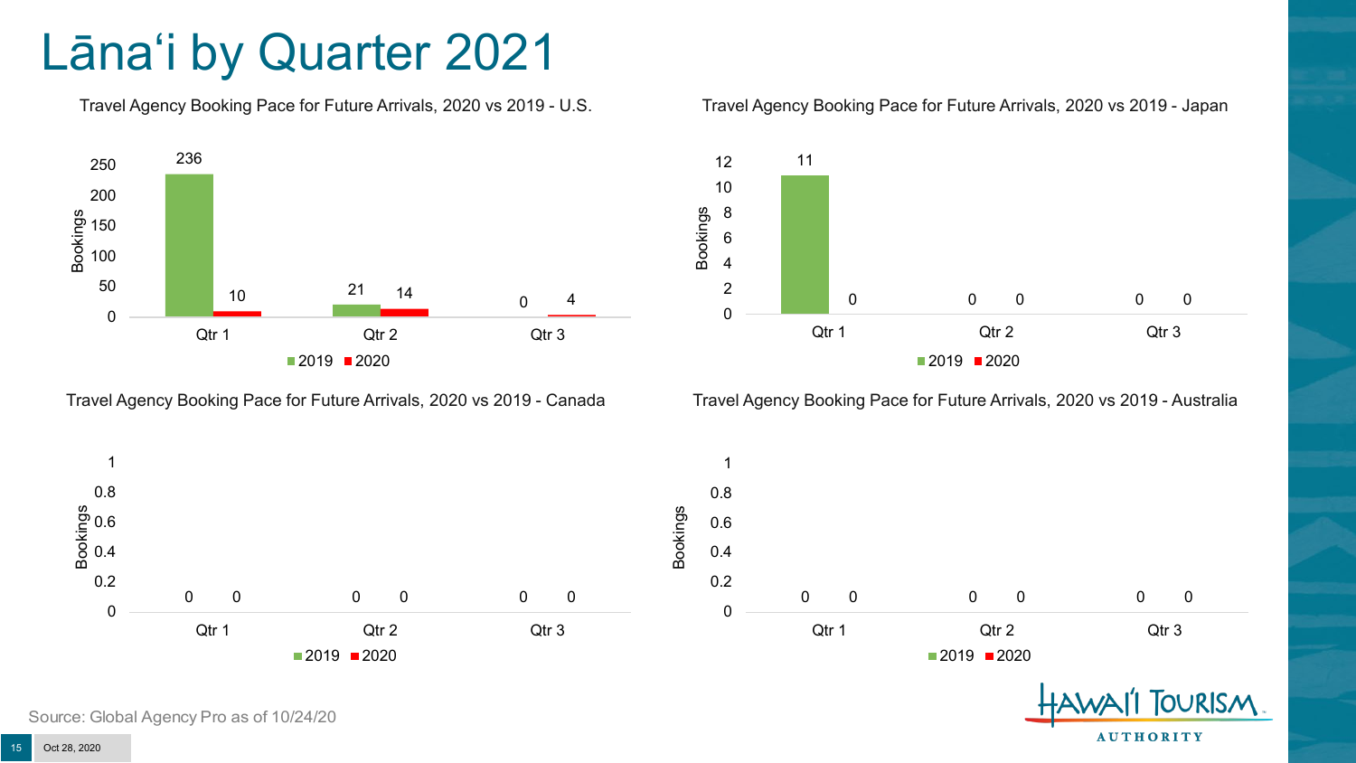# Lānaʻi by Quarter 2021

Travel Agency Booking Pace for Future Arrivals, 2020 vs 2019 - U.S.

| Bookings | 2019 | 2020 |
|---|---|---|
| Qtr 1 | 236 | 10 |
| Qtr 2 | 21 | 14 |
| Qtr 3 | 0 | 4 |

Travel Agency Booking Pace for Future Arrivals, 2020 vs 2019 - Japan

| Bookings | 2019 | 2020 |
|---|---|---|
| Qtr 1 | 11 | 0 |
| Qtr 2 | 0 | 0 |
| Qtr 3 | 0 | 0 |

Travel Agency Booking Pace for Future Arrivals, 2020 vs 2019 - Canada

| Bookings | 2019 | 2020 |
|---|---|---|
| Qtr 1 | 0 | 0 |
| Qtr 2 | 0 | 0 |
| Qtr 3 | 0 | 0 |

Travel Agency Booking Pace for Future Arrivals, 2020 vs 2019 - Australia

| Bookings | 2019 | 2020 |
|---|---|---|
| Qtr 1 | 0 | 0 |
| Qtr 2 | 0 | 0 |
| Qtr 3 | 0 | 0 |

Source: Global Agency Pro as of 10/24/20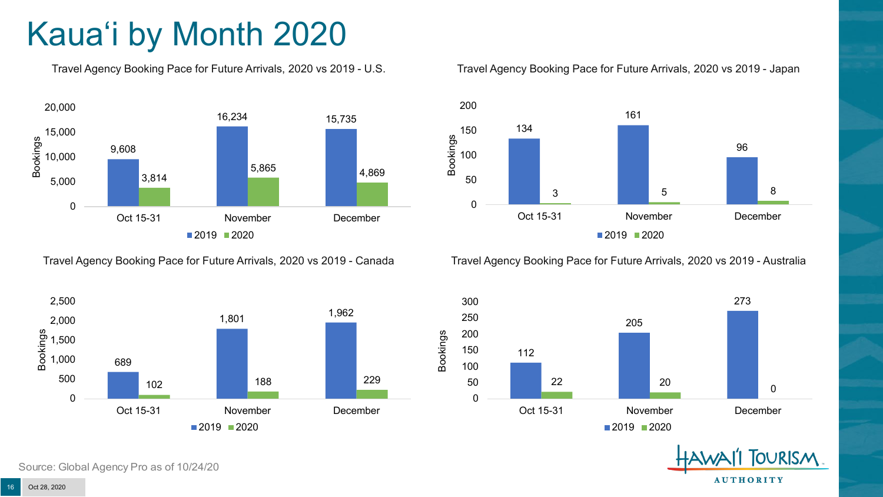# Kauaʻi by Month 2020

### Travel Agency Booking Pace for Future Arrivals, 2020 vs 2019 - U.S.

| Bookings | 2019 | 2020 |
|---|---|---|
| Oct 15-31 | 9,608 | 3,814 |
| November | 16,234 | 5,865 |
| December | 15,735 | 4,869 |

### Travel Agency Booking Pace for Future Arrivals, 2020 vs 2019 - Japan

| Bookings | 2019 | 2020 |
|---|---|---|
| Oct 15-31 | 134 | 3 |
| November | 161 | 5 |
| December | 96 | 8 |

### Travel Agency Booking Pace for Future Arrivals, 2020 vs 2019 - Canada

| Bookings | 2019 | 2020 |
|---|---|---|
| Oct 15-31 | 689 | 102 |
| November | 1,801 | 188 |
| December | 1,962 | 229 |

### Travel Agency Booking Pace for Future Arrivals, 2020 vs 2019 - Australia

| Bookings | 2019 | 2020 |
|---|---|---|
| Oct 15-31 | 112 | 22 |
| November | 205 | 20 |
| December | 273 | 0 |

Source: Global Agency Pro as of 10/24/20

Oct 28, 2020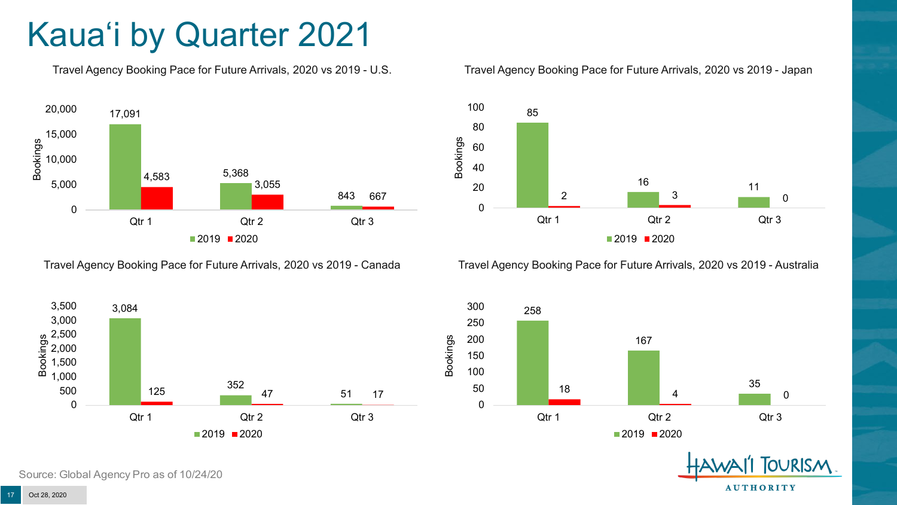# Kauaʻi by Quarter 2021

### Travel Agency Booking Pace for Future Arrivals, 2020 vs 2019 - U.S.

| | 2019 | 2020 |
|---|---|---|
| Qtr 1 | 17,091 | 4,583 |
| Qtr 2 | 5,368 | 3,055 |
| Qtr 3 | 843 | 667 |

### Travel Agency Booking Pace for Future Arrivals, 2020 vs 2019 - Japan

| | 2019 | 2020 |
|---|---|---|
| Qtr 1 | 85 | 2 |
| Qtr 2 | 16 | 3 |
| Qtr 3 | 11 | 0 |

### Travel Agency Booking Pace for Future Arrivals, 2020 vs 2019 - Canada

| | 2019 | 2020 |
|---|---|---|
| Qtr 1 | 3,084 | 125 |
| Qtr 2 | 352 | 47 |
| Qtr 3 | 51 | 17 |

### Travel Agency Booking Pace for Future Arrivals, 2020 vs 2019 - Australia

| | 2019 | 2020 |
|---|---|---|
| Qtr 1 | 258 | 18 |
| Qtr 2 | 167 | 4 |
| Qtr 3 | 35 | 0 |

Source: Global Agency Pro as of 10/24/20

Oct 28, 2020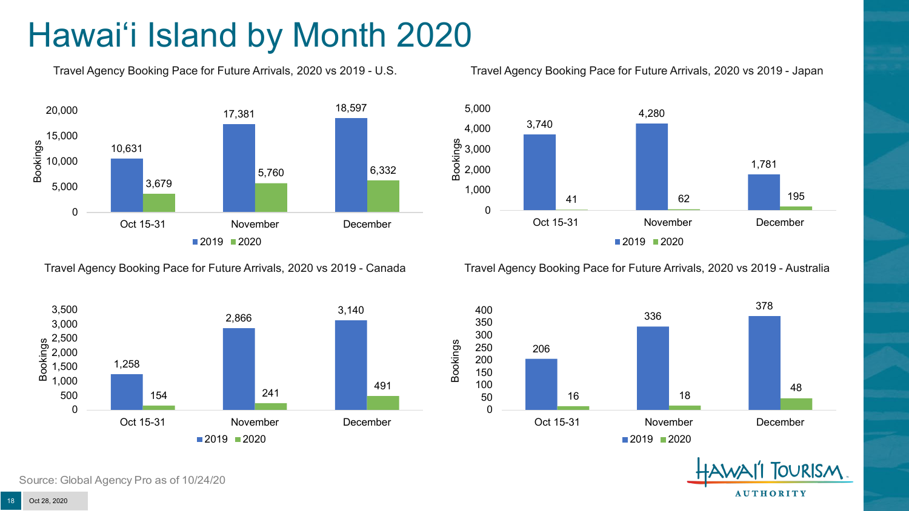# Hawai'i Island by Month 2020

**Travel Agency Booking Pace for Future Arrivals, 2020 vs 2019 - U.S.**

| | 2019 | 2020 |
|---|---|---|
| Oct 15-31 | 10,631 | 3,679 |
| November | 17,381 | 5,760 |
| December | 18,597 | 6,332 |

**Travel Agency Booking Pace for Future Arrivals, 2020 vs 2019 - Japan**

| | 2019 | 2020 |
|---|---|---|
| Oct 15-31 | 3,740 | 41 |
| November | 4,280 | 62 |
| December | 1,781 | 195 |

**Travel Agency Booking Pace for Future Arrivals, 2020 vs 2019 - Canada**

| | 2019 | 2020 |
|---|---|---|
| Oct 15-31 | 1,258 | 154 |
| November | 2,866 | 241 |
| December | 3,140 | 491 |

**Travel Agency Booking Pace for Future Arrivals, 2020 vs 2019 - Australia**

| | 2019 | 2020 |
|---|---|---|
| Oct 15-31 | 206 | 16 |
| November | 336 | 18 |
| December | 378 | 48 |

Source: Global Agency Pro as of 10/24/20

Oct 28, 2020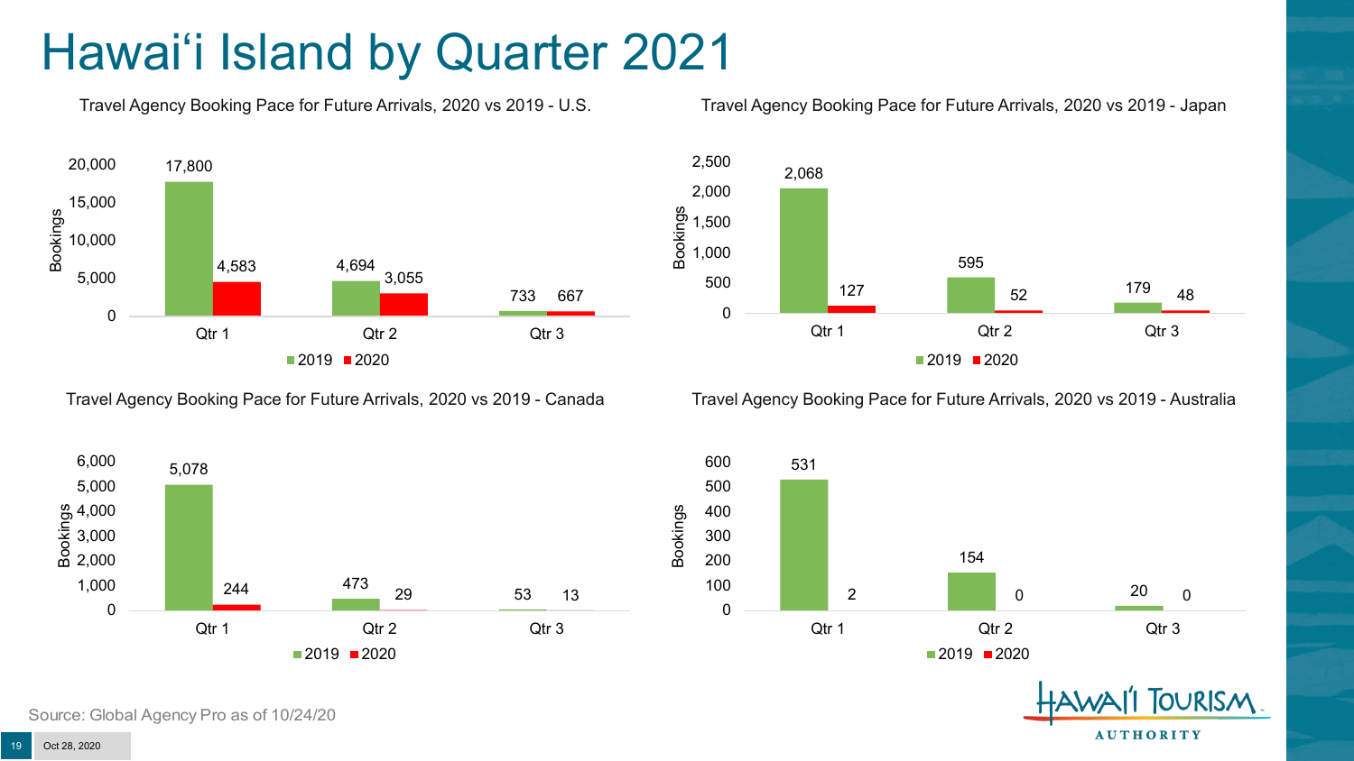# Hawai'i Island by Quarter 2021

Travel Agency Booking Pace for Future Arrivals, 2020 vs 2019 - U.S.

Bookings

20,000
15,000
10,000
5,000
0

17,800
4,583
4,694
3,055
733
667

Qtr 1
Qtr 2
Qtr 3

2019 2020

Travel Agency Booking Pace for Future Arrivals, 2020 vs 2019 - Japan

Bookings

2,500
2,000
1,500
1,000
500
0

2,068
127
595
52
179
48

Qtr 1
Qtr 2
Qtr 3

2019 2020

Travel Agency Booking Pace for Future Arrivals, 2020 vs 2019 - Canada

Bookings

6,000
5,000
4,000
3,000
2,000
1,000
0

5,078
244
473
29
53
13

Qtr 1
Qtr 2
Qtr 3

2019 2020

Travel Agency Booking Pace for Future Arrivals, 2020 vs 2019 - Australia

Bookings

600
500
400
300
200
100
0

531
2
154
0
20
0

Qtr 1
Qtr 2
Qtr 3

2019 2020

Source: Global Agency Pro as of 10/24/20

Oct 28, 2020